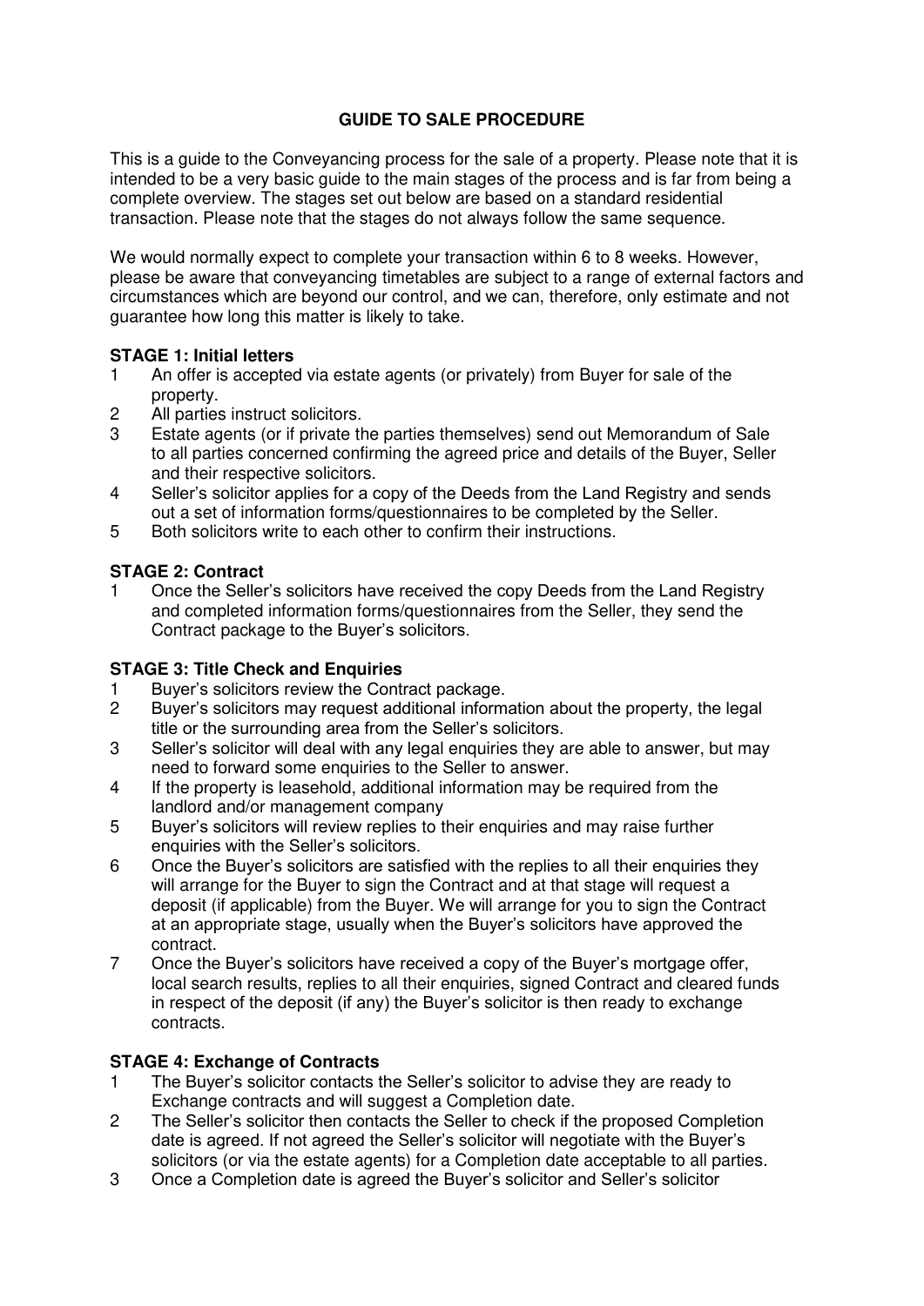# GUIDE TO SALE PROCEDURE

This is a guide to the Conveyancing process for the sale of a property. Please note that it is intended to be a very basic guide to the main stages of the process and is far from being a complete overview. The stages set out below are based on a standard residential transaction. Please note that the stages do not always follow the same sequence.

We would normally expect to complete your transaction within 6 to 8 weeks. However, please be aware that conveyancing timetables are subject to a range of external factors and circumstances which are beyond our control, and we can, therefore, only estimate and not guarantee how long this matter is likely to take.

## STAGE 1: Initial letters

1. An offer is accepted via estate agents (or privately) from Buyer for sale of the property.
2. All parties instruct solicitors.
3. Estate agents (or if private the parties themselves) send out Memorandum of Sale to all parties concerned confirming the agreed price and details of the Buyer, Seller and their respective solicitors.
4. Seller's solicitor applies for a copy of the Deeds from the Land Registry and sends out a set of information forms/questionnaires to be completed by the Seller.
5. Both solicitors write to each other to confirm their instructions.

## STAGE 2: Contract

1. Once the Seller's solicitors have received the copy Deeds from the Land Registry and completed information forms/questionnaires from the Seller, they send the Contract package to the Buyer's solicitors.

## STAGE 3: Title Check and Enquiries

1. Buyer's solicitors review the Contract package.
2. Buyer's solicitors may request additional information about the property, the legal title or the surrounding area from the Seller's solicitors.
3. Seller's solicitor will deal with any legal enquiries they are able to answer, but may need to forward some enquiries to the Seller to answer.
4. If the property is leasehold, additional information may be required from the landlord and/or management company
5. Buyer's solicitors will review replies to their enquiries and may raise further enquiries with the Seller's solicitors.
6. Once the Buyer's solicitors are satisfied with the replies to all their enquiries they will arrange for the Buyer to sign the Contract and at that stage will request a deposit (if applicable) from the Buyer. We will arrange for you to sign the Contract at an appropriate stage, usually when the Buyer's solicitors have approved the contract.
7. Once the Buyer's solicitors have received a copy of the Buyer's mortgage offer, local search results, replies to all their enquiries, signed Contract and cleared funds in respect of the deposit (if any) the Buyer's solicitor is then ready to exchange contracts.

## STAGE 4: Exchange of Contracts

1. The Buyer's solicitor contacts the Seller's solicitor to advise they are ready to Exchange contracts and will suggest a Completion date.
2. The Seller's solicitor then contacts the Seller to check if the proposed Completion date is agreed. If not agreed the Seller's solicitor will negotiate with the Buyer's solicitors (or via the estate agents) for a Completion date acceptable to all parties.
3. Once a Completion date is agreed the Buyer's solicitor and Seller's solicitor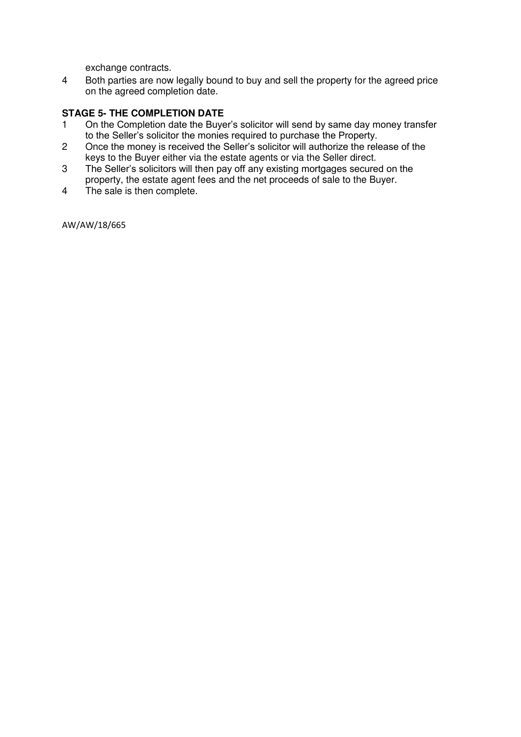exchange contracts.

4 Both parties are now legally bound to buy and sell the property for the agreed price on the agreed completion date.

**STAGE 5- THE COMPLETION DATE**

1 On the Completion date the Buyer's solicitor will send by same day money transfer to the Seller's solicitor the monies required to purchase the Property.
2 Once the money is received the Seller's solicitor will authorize the release of the keys to the Buyer either via the estate agents or via the Seller direct.
3 The Seller's solicitors will then pay off any existing mortgages secured on the property, the estate agent fees and the net proceeds of sale to the Buyer.
4 The sale is then complete.

AW/AW/18/665